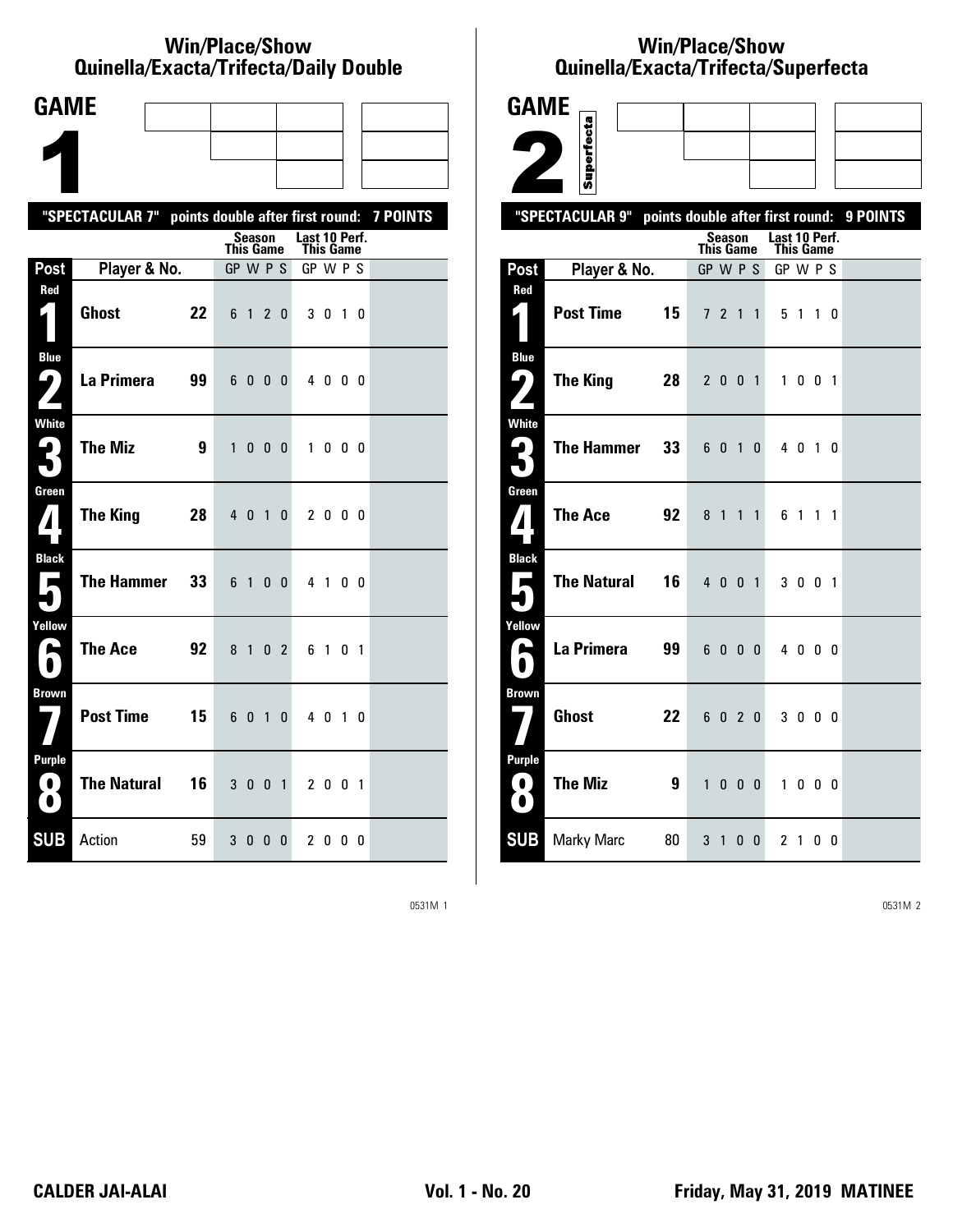# Win/Place/Show
## Quinella/Exacta/Trifecta/Daily Double

**GAME 1**

"SPECTACULAR 7" points double after first round: 7 POINTS

| Post | Player & No. | | Season This Game GP W P S | Last 10 Perf. This Game GP W P S |
|---|---|---|---|---|
| Red 1 | Ghost | 22 | 6 1 2 0 | 3 0 1 0 |
| Blue 2 | La Primera | 99 | 6 0 0 0 | 4 0 0 0 |
| White 3 | The Miz | 9 | 1 0 0 0 | 1 0 0 0 |
| Green 4 | The King | 28 | 4 0 1 0 | 2 0 0 0 |
| Black 5 | The Hammer | 33 | 6 1 0 0 | 4 1 0 0 |
| Yellow 6 | The Ace | 92 | 8 1 0 2 | 6 1 0 1 |
| Brown 7 | Post Time | 15 | 6 0 1 0 | 4 0 1 0 |
| Purple 8 | The Natural | 16 | 3 0 0 1 | 2 0 0 1 |
| SUB | Action | 59 | 3 0 0 0 | 2 0 0 0 |

0531M 1

# Win/Place/Show
## Quinella/Exacta/Trifecta/Superfecta

**GAME 2** Superfecta

"SPECTACULAR 9" points double after first round: 9 POINTS

| Post | Player & No. | | Season This Game GP W P S | Last 10 Perf. This Game GP W P S |
|---|---|---|---|---|
| Red 1 | Post Time | 15 | 7 2 1 1 | 5 1 1 0 |
| Blue 2 | The King | 28 | 2 0 0 1 | 1 0 0 1 |
| White 3 | The Hammer | 33 | 6 0 1 0 | 4 0 1 0 |
| Green 4 | The Ace | 92 | 8 1 1 1 | 6 1 1 1 |
| Black 5 | The Natural | 16 | 4 0 0 1 | 3 0 0 1 |
| Yellow 6 | La Primera | 99 | 6 0 0 0 | 4 0 0 0 |
| Brown 7 | Ghost | 22 | 6 0 2 0 | 3 0 0 0 |
| Purple 8 | The Miz | 9 | 1 0 0 0 | 1 0 0 0 |
| SUB | Marky Marc | 80 | 3 1 0 0 | 2 1 0 0 |

0531M 2

CALDER JAI-ALAI Vol. 1 - No. 20 Friday, May 31, 2019 MATINEE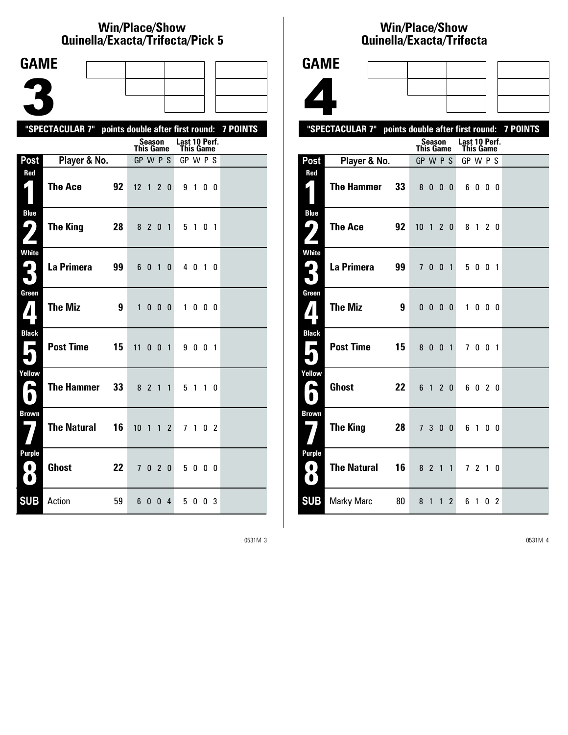# Win/Place/Show
## Quinella/Exacta/Trifecta/Pick 5

**GAME 3**

"SPECTACULAR 7" points double after first round: 7 POINTS

| Post | Player & No. | | Season This Game GP W P S | Last 10 Perf. This Game GP W P S |
|---|---|---|---|---|
| Red 1 | **The Ace** | **92** | 12 1 2 0 | 9 1 0 0 |
| Blue 2 | **The King** | **28** | 8 2 0 1 | 5 1 0 1 |
| White 3 | **La Primera** | **99** | 6 0 1 0 | 4 0 1 0 |
| Green 4 | **The Miz** | **9** | 1 0 0 0 | 1 0 0 0 |
| Black 5 | **Post Time** | **15** | 11 0 0 1 | 9 0 0 1 |
| Yellow 6 | **The Hammer** | **33** | 8 2 1 1 | 5 1 1 0 |
| Brown 7 | **The Natural** | **16** | 10 1 1 2 | 7 1 0 2 |
| Purple 8 | **Ghost** | **22** | 7 0 2 0 | 5 0 0 0 |
| SUB | Action | 59 | 6 0 0 4 | 5 0 0 3 |

0531M 3

# Win/Place/Show
## Quinella/Exacta/Trifecta

**GAME 4**

"SPECTACULAR 7" points double after first round: 7 POINTS

| Post | Player & No. | | Season This Game GP W P S | Last 10 Perf. This Game GP W P S |
|---|---|---|---|---|
| Red 1 | **The Hammer** | **33** | 8 0 0 0 | 6 0 0 0 |
| Blue 2 | **The Ace** | **92** | 10 1 2 0 | 8 1 2 0 |
| White 3 | **La Primera** | **99** | 7 0 0 1 | 5 0 0 1 |
| Green 4 | **The Miz** | **9** | 0 0 0 0 | 1 0 0 0 |
| Black 5 | **Post Time** | **15** | 8 0 0 1 | 7 0 0 1 |
| Yellow 6 | **Ghost** | **22** | 6 1 2 0 | 6 0 2 0 |
| Brown 7 | **The King** | **28** | 7 3 0 0 | 6 1 0 0 |
| Purple 8 | **The Natural** | **16** | 8 2 1 1 | 7 2 1 0 |
| SUB | Marky Marc | 80 | 8 1 1 2 | 6 1 0 2 |

0531M 4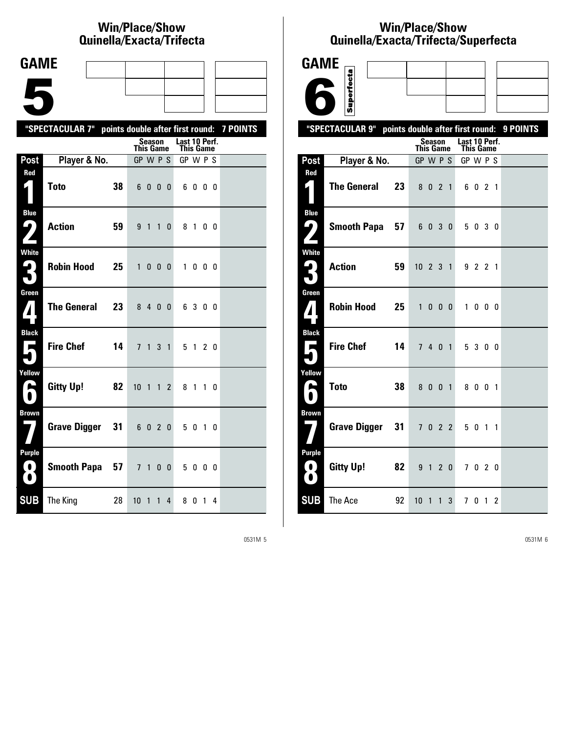# Win/Place/Show
## Quinella/Exacta/Trifecta

**GAME 5**

"SPECTACULAR 7" points double after first round: 7 POINTS

| Post | Player & No. | | Season This Game GP W P S | Last 10 Perf. This Game GP W P S |
|---|---|---|---|---|
| Red 1 | Toto | 38 | 6 0 0 0 | 6 0 0 0 |
| Blue 2 | Action | 59 | 9 1 1 0 | 8 1 0 0 |
| White 3 | Robin Hood | 25 | 1 0 0 0 | 1 0 0 0 |
| Green 4 | The General | 23 | 8 4 0 0 | 6 3 0 0 |
| Black 5 | Fire Chef | 14 | 7 1 3 1 | 5 1 2 0 |
| Yellow 6 | Gitty Up! | 82 | 10 1 1 2 | 8 1 1 0 |
| Brown 7 | Grave Digger | 31 | 6 0 2 0 | 5 0 1 0 |
| Purple 8 | Smooth Papa | 57 | 7 1 0 0 | 5 0 0 0 |
| SUB | The King | 28 | 10 1 1 4 | 8 0 1 4 |

0531M 5

# Win/Place/Show
## Quinella/Exacta/Trifecta/Superfecta

**GAME 6** Superfecta

"SPECTACULAR 9" points double after first round: 9 POINTS

| Post | Player & No. | | Season This Game GP W P S | Last 10 Perf. This Game GP W P S |
|---|---|---|---|---|
| Red 1 | The General | 23 | 8 0 2 1 | 6 0 2 1 |
| Blue 2 | Smooth Papa | 57 | 6 0 3 0 | 5 0 3 0 |
| White 3 | Action | 59 | 10 2 3 1 | 9 2 2 1 |
| Green 4 | Robin Hood | 25 | 1 0 0 0 | 1 0 0 0 |
| Black 5 | Fire Chef | 14 | 7 4 0 1 | 5 3 0 0 |
| Yellow 6 | Toto | 38 | 8 0 0 1 | 8 0 0 1 |
| Brown 7 | Grave Digger | 31 | 7 0 2 2 | 5 0 1 1 |
| Purple 8 | Gitty Up! | 82 | 9 1 2 0 | 7 0 2 0 |
| SUB | The Ace | 92 | 10 1 1 3 | 7 0 1 2 |

0531M 6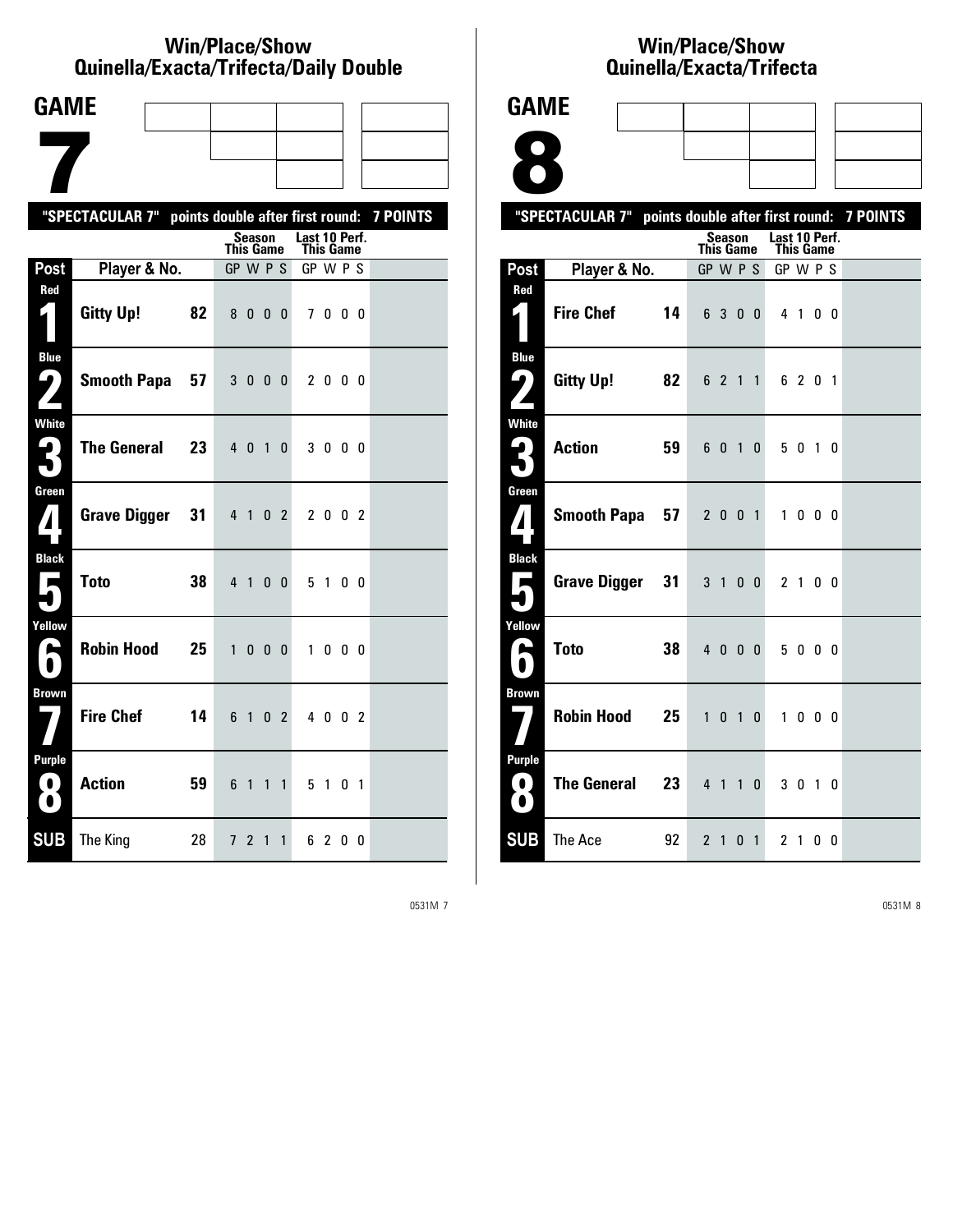# Win/Place/Show Quinella/Exacta/Trifecta/Daily Double

## GAME 7

"SPECTACULAR 7" points double after first round: 7 POINTS

| Post | Player & No. | | Season This Game GP W P S | Last 10 Perf. This Game GP W P S | |
|---|---|---|---|---|---|
| Red 1 | **Gitty Up!** | **82** | 8 0 0 0 | 7 0 0 0 | |
| Blue 2 | **Smooth Papa** | **57** | 3 0 0 0 | 2 0 0 0 | |
| White 3 | **The General** | **23** | 4 0 1 0 | 3 0 0 0 | |
| Green 4 | **Grave Digger** | **31** | 4 1 0 2 | 2 0 0 2 | |
| Black 5 | **Toto** | **38** | 4 1 0 0 | 5 1 0 0 | |
| Yellow 6 | **Robin Hood** | **25** | 1 0 0 0 | 1 0 0 0 | |
| Brown 7 | **Fire Chef** | **14** | 6 1 0 2 | 4 0 0 2 | |
| Purple 8 | **Action** | **59** | 6 1 1 1 | 5 1 0 1 | |
| SUB | The King | 28 | 7 2 1 1 | 6 2 0 0 | |

# Win/Place/Show Quinella/Exacta/Trifecta

## GAME 8

"SPECTACULAR 7" points double after first round: 7 POINTS

| Post | Player & No. | | Season This Game GP W P S | Last 10 Perf. This Game GP W P S | |
|---|---|---|---|---|---|
| Red 1 | **Fire Chef** | **14** | 6 3 0 0 | 4 1 0 0 | |
| Blue 2 | **Gitty Up!** | **82** | 6 2 1 1 | 6 2 0 1 | |
| White 3 | **Action** | **59** | 6 0 1 0 | 5 0 1 0 | |
| Green 4 | **Smooth Papa** | **57** | 2 0 0 1 | 1 0 0 0 | |
| Black 5 | **Grave Digger** | **31** | 3 1 0 0 | 2 1 0 0 | |
| Yellow 6 | **Toto** | **38** | 4 0 0 0 | 5 0 0 0 | |
| Brown 7 | **Robin Hood** | **25** | 1 0 1 0 | 1 0 0 0 | |
| Purple 8 | **The General** | **23** | 4 1 1 0 | 3 0 1 0 | |
| SUB | The Ace | 92 | 2 1 0 1 | 2 1 0 0 | |

0531M 7

0531M 8